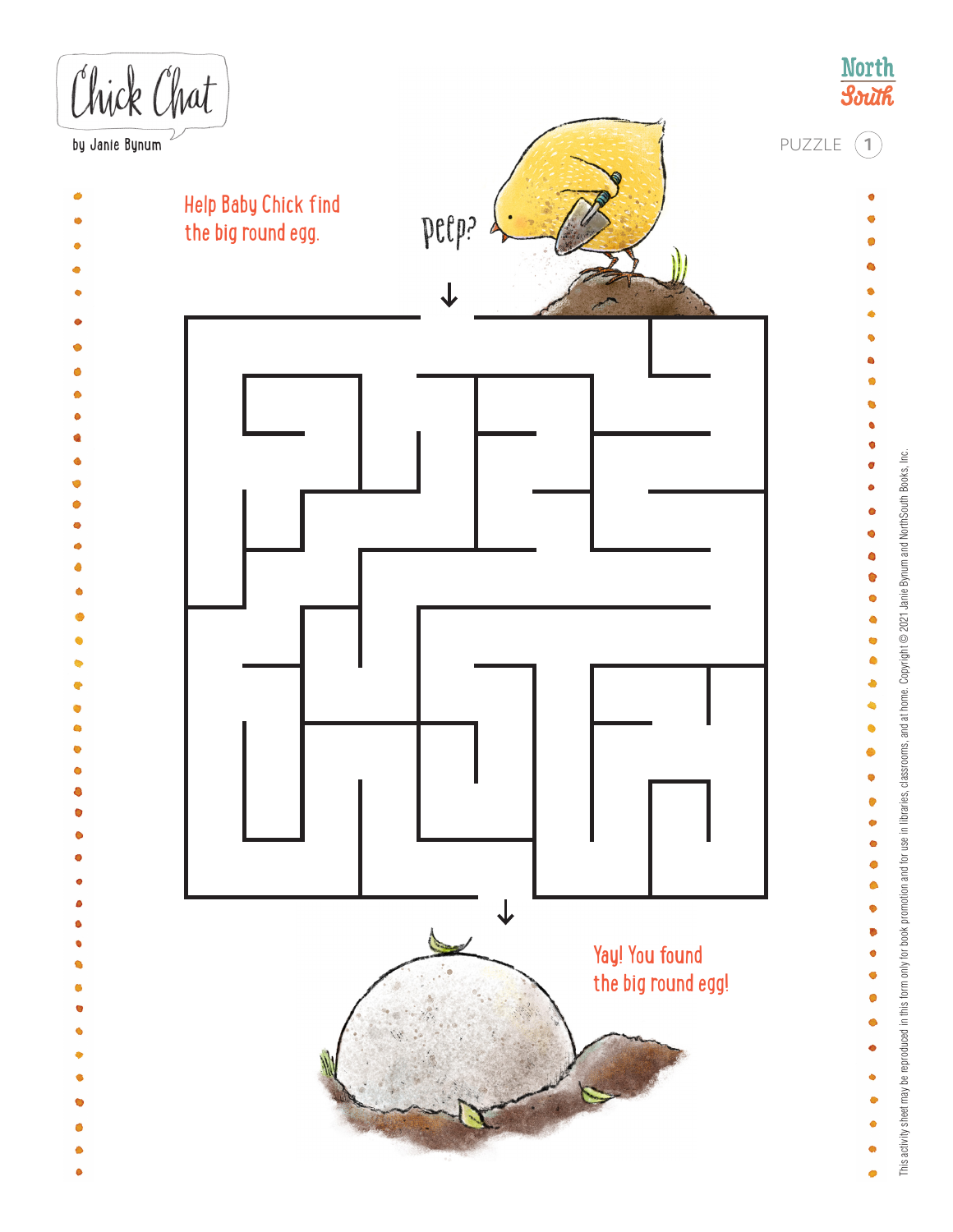# Chick Chat

by Janie Bynum

PUZZLE 1

Help Baby Chick find the big round egg.

Peep?

Yay! You found the big round egg!

This activity sheet may be reproduced in this form only for book promotion and for use in libraries, classrooms, and at home. Copyright © 2021 Janie Bynum and NorthSouth Books, Inc.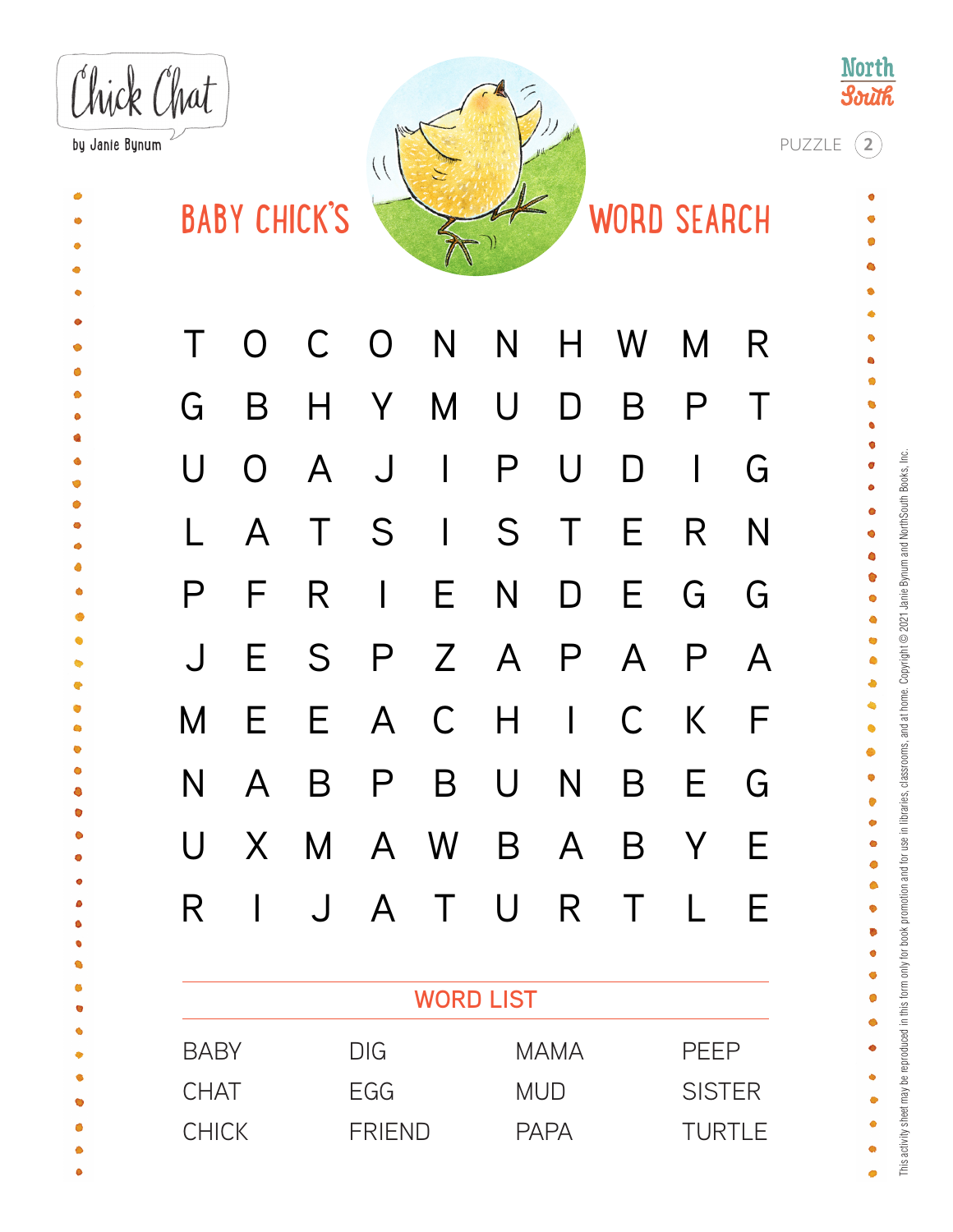Chick Chat
by Janie Bynum

PUZZLE 2

# BABY CHICK'S WORD SEARCH

| | | | | | | | | | |
|---|---|---|---|---|---|---|---|---|---|
| T | O | C | O | N | N | H | W | M | R |
| G | B | H | Y | M | U | D | B | P | T |
| U | O | A | J | I | P | U | D | I | G |
| L | A | T | S | I | S | T | E | R | N |
| P | F | R | I | E | N | D | E | G | G |
| J | E | S | P | Z | A | P | A | P | A |
| M | E | E | A | C | H | I | C | K | F |
| N | A | B | P | B | U | N | B | E | G |
| U | X | M | A | W | B | A | B | Y | E |
| R | I | J | A | T | U | R | T | L | E |

## WORD LIST

| | | | |
|---|---|---|---|
| BABY | DIG | MAMA | PEEP |
| CHAT | EGG | MUD | SISTER |
| CHICK | FRIEND | PAPA | TURTLE |

This activity sheet may be reproduced in this form only for book promotion and for use in libraries, classrooms, and at home. Copyright © 2021 Janie Bynum and NorthSouth Books, Inc.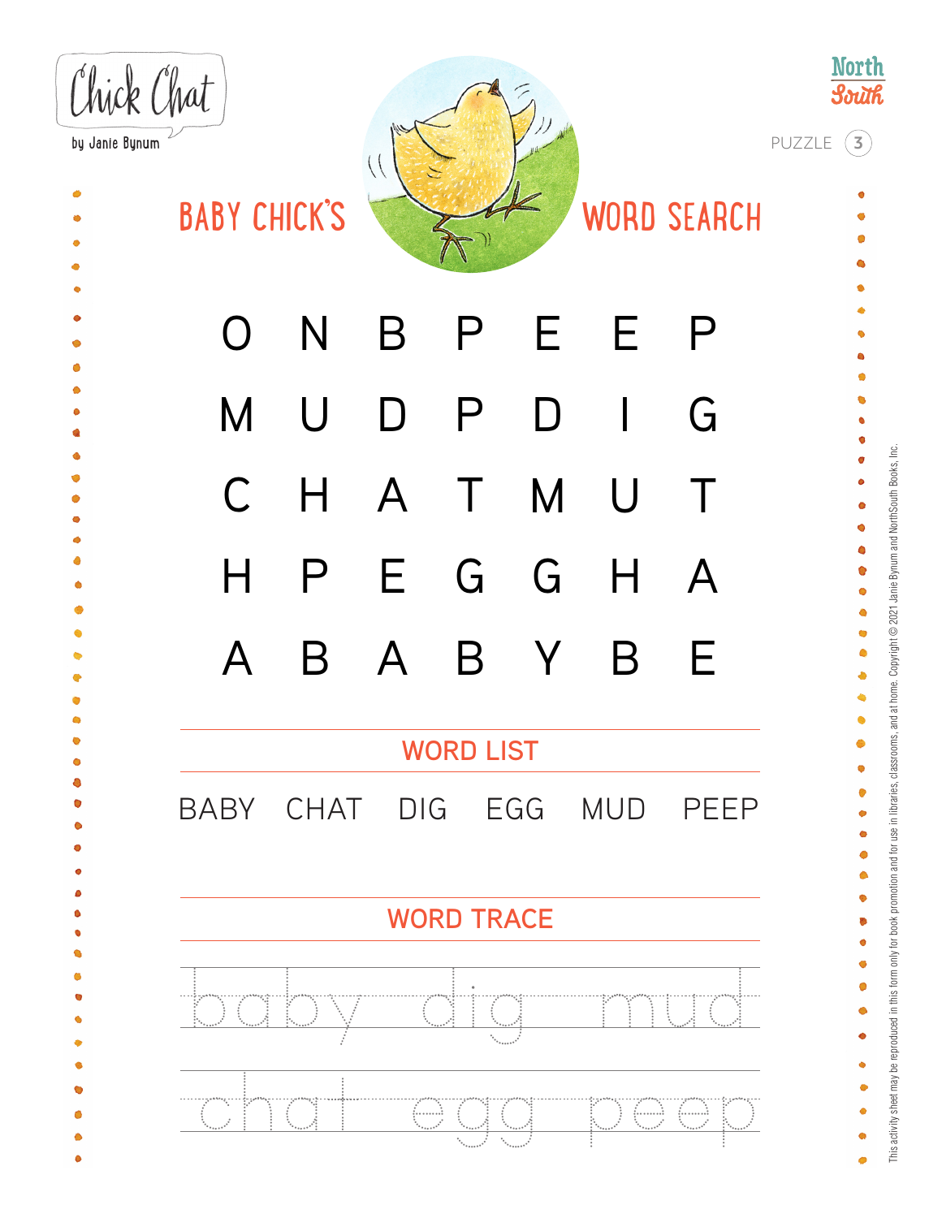Chick Chat

by Janie Bynum

North South

PUZZLE 3

# BABY CHICK'S WORD SEARCH

| | | | | | | |
|---|---|---|---|---|---|---|
| O | N | B | P | E | E | P |
| M | U | D | P | D | I | G |
| C | H | A | T | M | U | T |
| H | P | E | G | G | H | A |
| A | B | A | B | Y | B | E |

## WORD LIST

BABY CHAT DIG EGG MUD PEEP

## WORD TRACE

baby dig mud

chat egg peep

This activity sheet may be reproduced in this form only for book promotion and for use in libraries, classrooms, and at home. Copyright © 2021 Janie Bynum and NorthSouth Books, Inc.